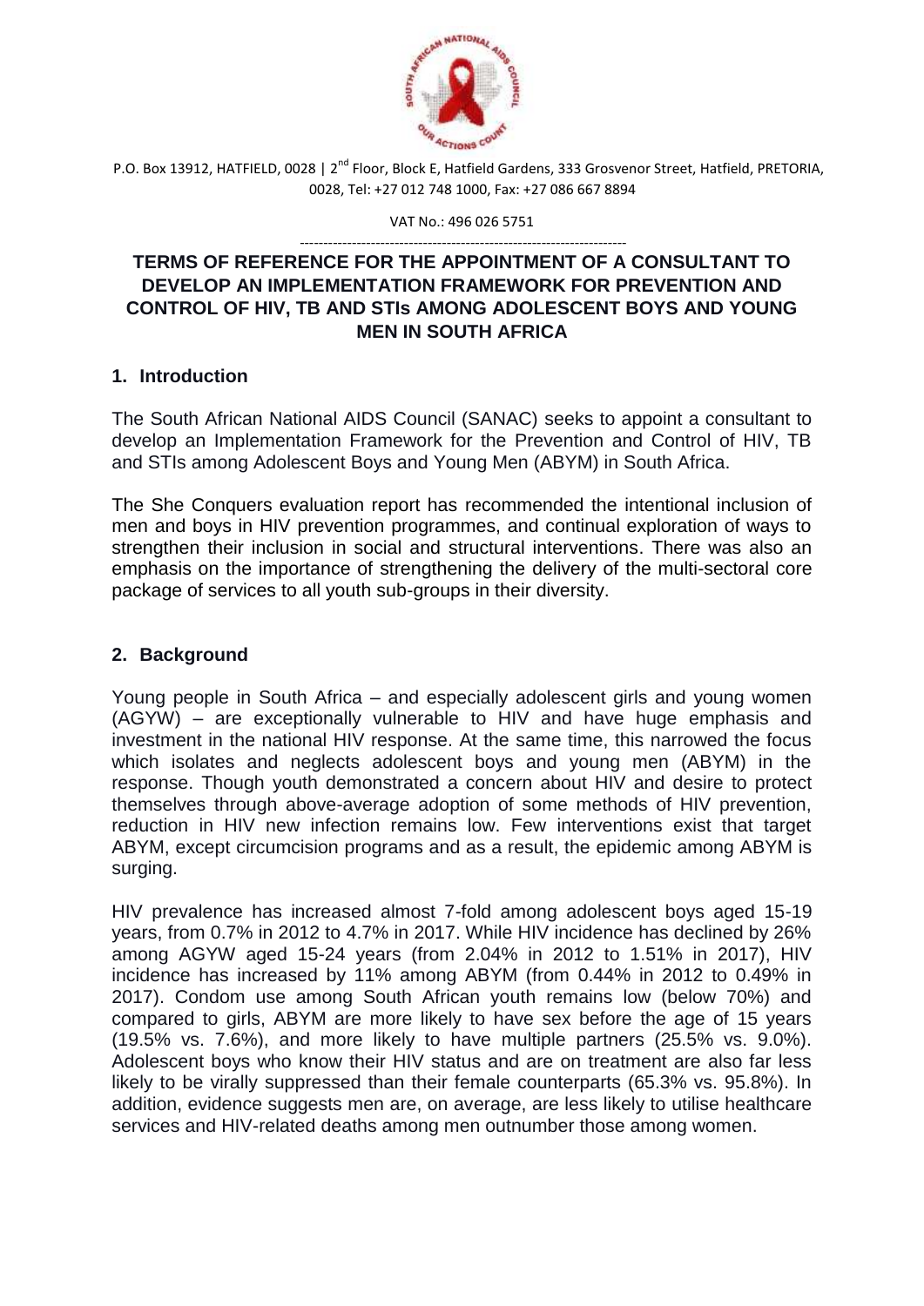P.O. Box 13912, HATFIELD, 0028 | 2nd Floor, Block E, Hatfield Gardens, 333 Grosvenor Street, Hatfield, PRETORIA, 0028, Tel: +27 012 748 1000, Fax: +27 086 667 8894

VAT No.: 496 026 5751

# TERMS OF REFERENCE FOR THE APPOINTMENT OF A CONSULTANT TO DEVELOP AN IMPLEMENTATION FRAMEWORK FOR PREVENTION AND CONTROL OF HIV, TB AND STIs AMONG ADOLESCENT BOYS AND YOUNG MEN IN SOUTH AFRICA

## 1. Introduction

The South African National AIDS Council (SANAC) seeks to appoint a consultant to develop an Implementation Framework for the Prevention and Control of HIV, TB and STIs among Adolescent Boys and Young Men (ABYM) in South Africa.

The She Conquers evaluation report has recommended the intentional inclusion of men and boys in HIV prevention programmes, and continual exploration of ways to strengthen their inclusion in social and structural interventions. There was also an emphasis on the importance of strengthening the delivery of the multi-sectoral core package of services to all youth sub-groups in their diversity.

## 2. Background

Young people in South Africa – and especially adolescent girls and young women (AGYW) – are exceptionally vulnerable to HIV and have huge emphasis and investment in the national HIV response. At the same time, this narrowed the focus which isolates and neglects adolescent boys and young men (ABYM) in the response. Though youth demonstrated a concern about HIV and desire to protect themselves through above-average adoption of some methods of HIV prevention, reduction in HIV new infection remains low. Few interventions exist that target ABYM, except circumcision programs and as a result, the epidemic among ABYM is surging.

HIV prevalence has increased almost 7-fold among adolescent boys aged 15-19 years, from 0.7% in 2012 to 4.7% in 2017. While HIV incidence has declined by 26% among AGYW aged 15-24 years (from 2.04% in 2012 to 1.51% in 2017), HIV incidence has increased by 11% among ABYM (from 0.44% in 2012 to 0.49% in 2017). Condom use among South African youth remains low (below 70%) and compared to girls, ABYM are more likely to have sex before the age of 15 years (19.5% vs. 7.6%), and more likely to have multiple partners (25.5% vs. 9.0%). Adolescent boys who know their HIV status and are on treatment are also far less likely to be virally suppressed than their female counterparts (65.3% vs. 95.8%). In addition, evidence suggests men are, on average, are less likely to utilise healthcare services and HIV-related deaths among men outnumber those among women.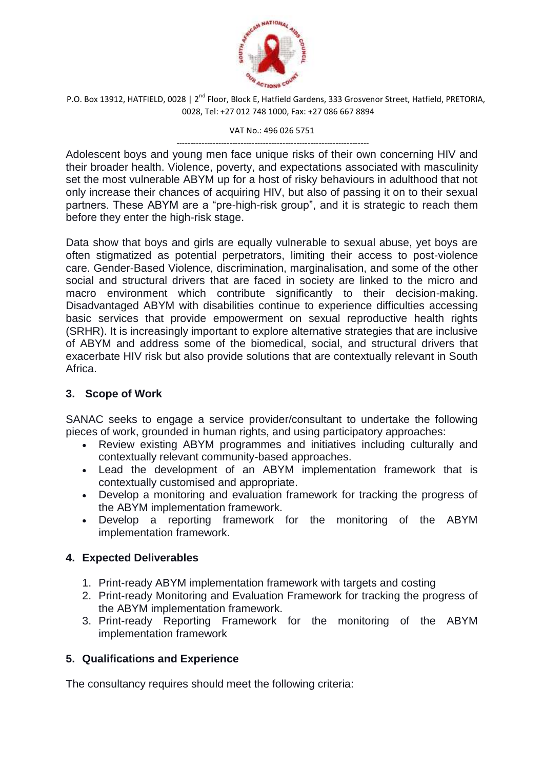Adolescent boys and young men face unique risks of their own concerning HIV and their broader health. Violence, poverty, and expectations associated with masculinity set the most vulnerable ABYM up for a host of risky behaviours in adulthood that not only increase their chances of acquiring HIV, but also of passing it on to their sexual partners. These ABYM are a "pre-high-risk group", and it is strategic to reach them before they enter the high-risk stage.

Data show that boys and girls are equally vulnerable to sexual abuse, yet boys are often stigmatized as potential perpetrators, limiting their access to post-violence care. Gender-Based Violence, discrimination, marginalisation, and some of the other social and structural drivers that are faced in society are linked to the micro and macro environment which contribute significantly to their decision-making. Disadvantaged ABYM with disabilities continue to experience difficulties accessing basic services that provide empowerment on sexual reproductive health rights (SRHR). It is increasingly important to explore alternative strategies that are inclusive of ABYM and address some of the biomedical, social, and structural drivers that exacerbate HIV risk but also provide solutions that are contextually relevant in South Africa.

## 3. Scope of Work

SANAC seeks to engage a service provider/consultant to undertake the following pieces of work, grounded in human rights, and using participatory approaches:

- Review existing ABYM programmes and initiatives including culturally and contextually relevant community-based approaches.
- Lead the development of an ABYM implementation framework that is contextually customised and appropriate.
- Develop a monitoring and evaluation framework for tracking the progress of the ABYM implementation framework.
- Develop a reporting framework for the monitoring of the ABYM implementation framework.

## 4. Expected Deliverables

1. Print-ready ABYM implementation framework with targets and costing
2. Print-ready Monitoring and Evaluation Framework for tracking the progress of the ABYM implementation framework.
3. Print-ready Reporting Framework for the monitoring of the ABYM implementation framework

## 5. Qualifications and Experience

The consultancy requires should meet the following criteria: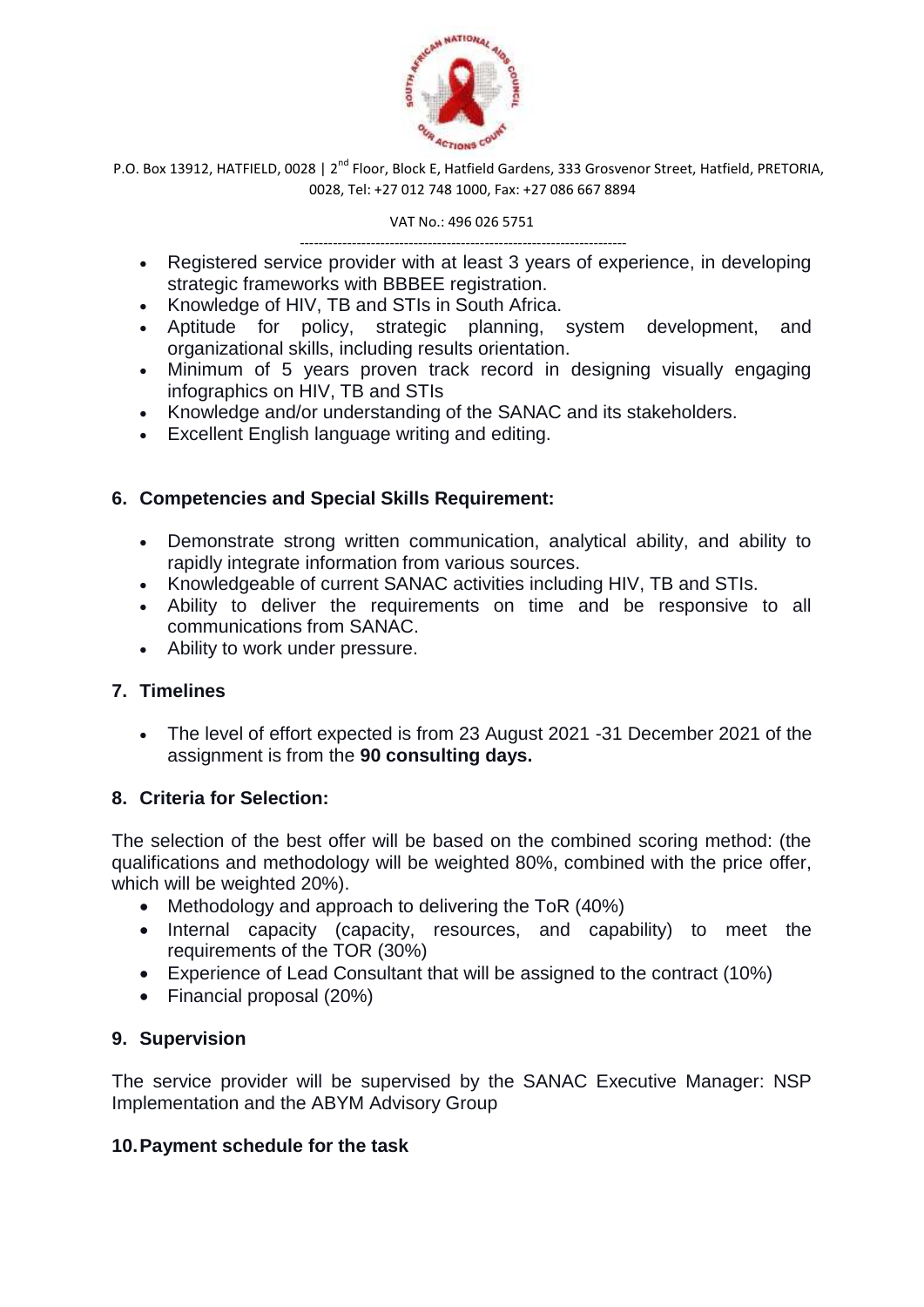- Registered service provider with at least 3 years of experience, in developing strategic frameworks with BBBEE registration.
- Knowledge of HIV, TB and STIs in South Africa.
- Aptitude for policy, strategic planning, system development, and organizational skills, including results orientation.
- Minimum of 5 years proven track record in designing visually engaging infographics on HIV, TB and STIs
- Knowledge and/or understanding of the SANAC and its stakeholders.
- Excellent English language writing and editing.

## 6. Competencies and Special Skills Requirement:

- Demonstrate strong written communication, analytical ability, and ability to rapidly integrate information from various sources.
- Knowledgeable of current SANAC activities including HIV, TB and STIs.
- Ability to deliver the requirements on time and be responsive to all communications from SANAC.
- Ability to work under pressure.

## 7. Timelines

- The level of effort expected is from 23 August 2021 -31 December 2021 of the assignment is from the **90 consulting days.**

## 8. Criteria for Selection:

The selection of the best offer will be based on the combined scoring method: (the qualifications and methodology will be weighted 80%, combined with the price offer, which will be weighted 20%).

- Methodology and approach to delivering the ToR (40%)
- Internal capacity (capacity, resources, and capability) to meet the requirements of the TOR (30%)
- Experience of Lead Consultant that will be assigned to the contract (10%)
- Financial proposal (20%)

## 9. Supervision

The service provider will be supervised by the SANAC Executive Manager: NSP Implementation and the ABYM Advisory Group

## 10. Payment schedule for the task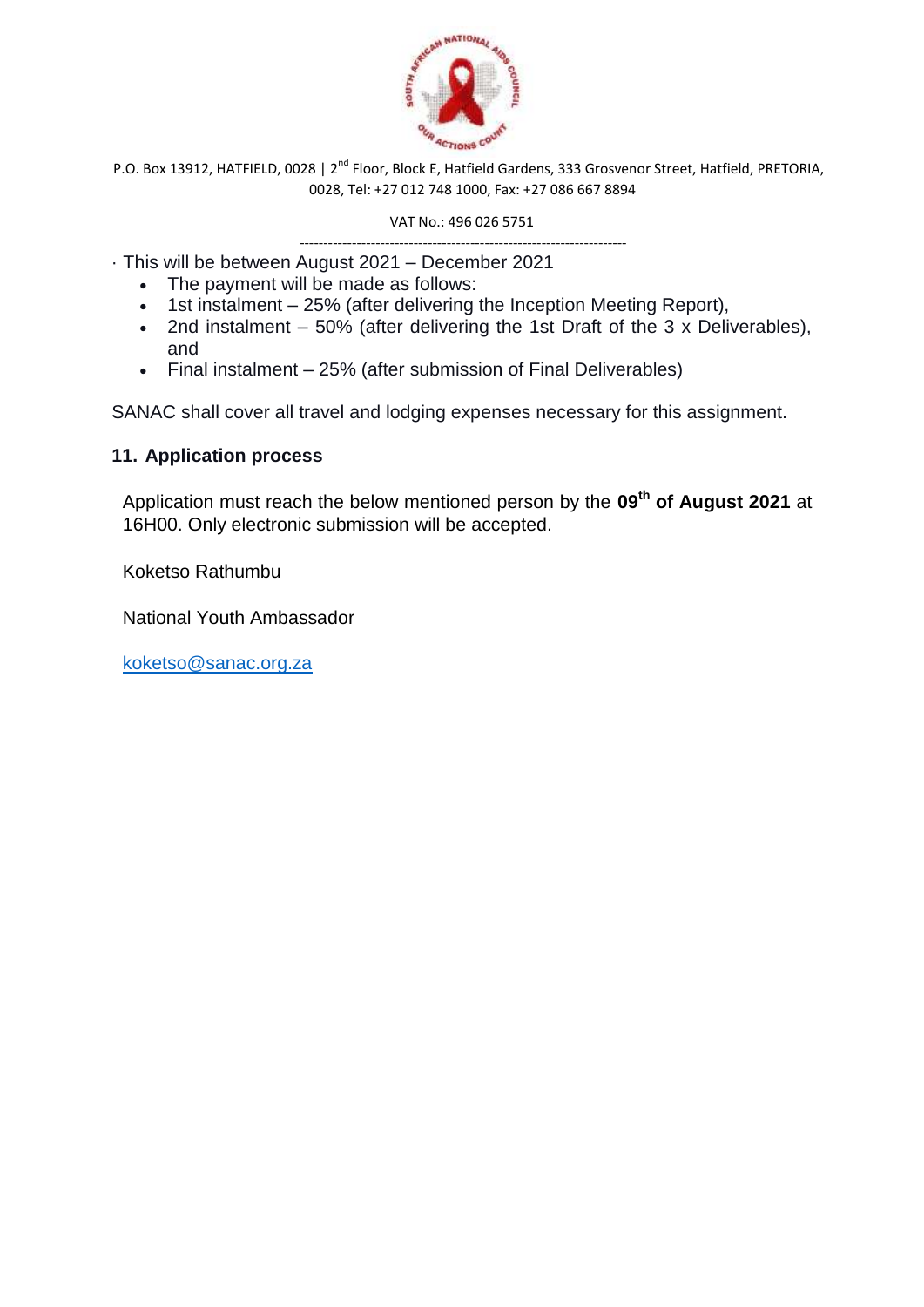P.O. Box 13912, HATFIELD, 0028 | 2nd Floor, Block E, Hatfield Gardens, 333 Grosvenor Street, Hatfield, PRETORIA, 0028, Tel: +27 012 748 1000, Fax: +27 086 667 8894

VAT No.: 496 026 5751

---

· This will be between August 2021 – December 2021

- The payment will be made as follows:
- 1st instalment – 25% (after delivering the Inception Meeting Report),
- 2nd instalment – 50% (after delivering the 1st Draft of the 3 x Deliverables), and
- Final instalment – 25% (after submission of Final Deliverables)

SANAC shall cover all travel and lodging expenses necessary for this assignment.

## 11. Application process

Application must reach the below mentioned person by the **09th of August 2021** at 16H00. Only electronic submission will be accepted.

Koketso Rathumbu

National Youth Ambassador

koketso@sanac.org.za